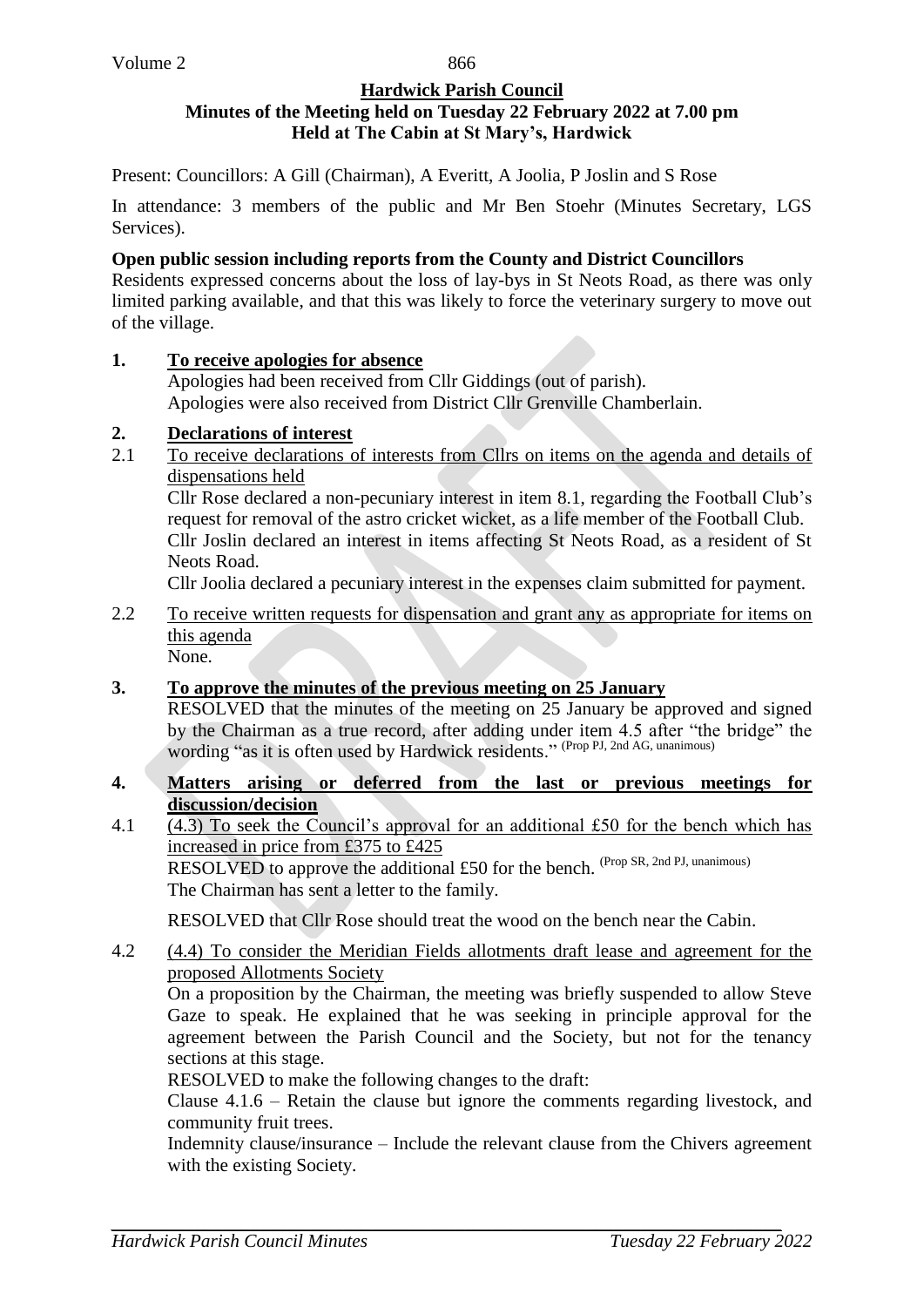## Hardwick Parish Council

**Minutes of the Meeting held on Tuesday 22 February 2022 at 7.00 pm**
**Held at The Cabin at St Mary's, Hardwick**

Present: Councillors: A Gill (Chairman), A Everitt, A Joolia, P Joslin and S Rose

In attendance: 3 members of the public and Mr Ben Stoehr (Minutes Secretary, LGS Services).

**Open public session including reports from the County and District Councillors**

Residents expressed concerns about the loss of lay-bys in St Neots Road, as there was only limited parking available, and that this was likely to force the veterinary surgery to move out of the village.

**1. To receive apologies for absence**

Apologies had been received from Cllr Giddings (out of parish).
Apologies were also received from District Cllr Grenville Chamberlain.

**2. Declarations of interest**

2.1 To receive declarations of interests from Cllrs on items on the agenda and details of dispensations held

Cllr Rose declared a non-pecuniary interest in item 8.1, regarding the Football Club's request for removal of the astro cricket wicket, as a life member of the Football Club.
Cllr Joslin declared an interest in items affecting St Neots Road, as a resident of St Neots Road.
Cllr Joolia declared a pecuniary interest in the expenses claim submitted for payment.

2.2 To receive written requests for dispensation and grant any as appropriate for items on this agenda

None.

**3. To approve the minutes of the previous meeting on 25 January**

RESOLVED that the minutes of the meeting on 25 January be approved and signed by the Chairman as a true record, after adding under item 4.5 after "the bridge" the wording "as it is often used by Hardwick residents." (Prop PJ, 2nd AG, unanimous)

**4. Matters arising or deferred from the last or previous meetings for discussion/decision**

4.1 (4.3) To seek the Council's approval for an additional £50 for the bench which has increased in price from £375 to £425

RESOLVED to approve the additional £50 for the bench. (Prop SR, 2nd PJ, unanimous)
The Chairman has sent a letter to the family.

RESOLVED that Cllr Rose should treat the wood on the bench near the Cabin.

4.2 (4.4) To consider the Meridian Fields allotments draft lease and agreement for the proposed Allotments Society

On a proposition by the Chairman, the meeting was briefly suspended to allow Steve Gaze to speak. He explained that he was seeking in principle approval for the agreement between the Parish Council and the Society, but not for the tenancy sections at this stage.

RESOLVED to make the following changes to the draft:

Clause 4.1.6 – Retain the clause but ignore the comments regarding livestock, and community fruit trees.

Indemnity clause/insurance – Include the relevant clause from the Chivers agreement with the existing Society.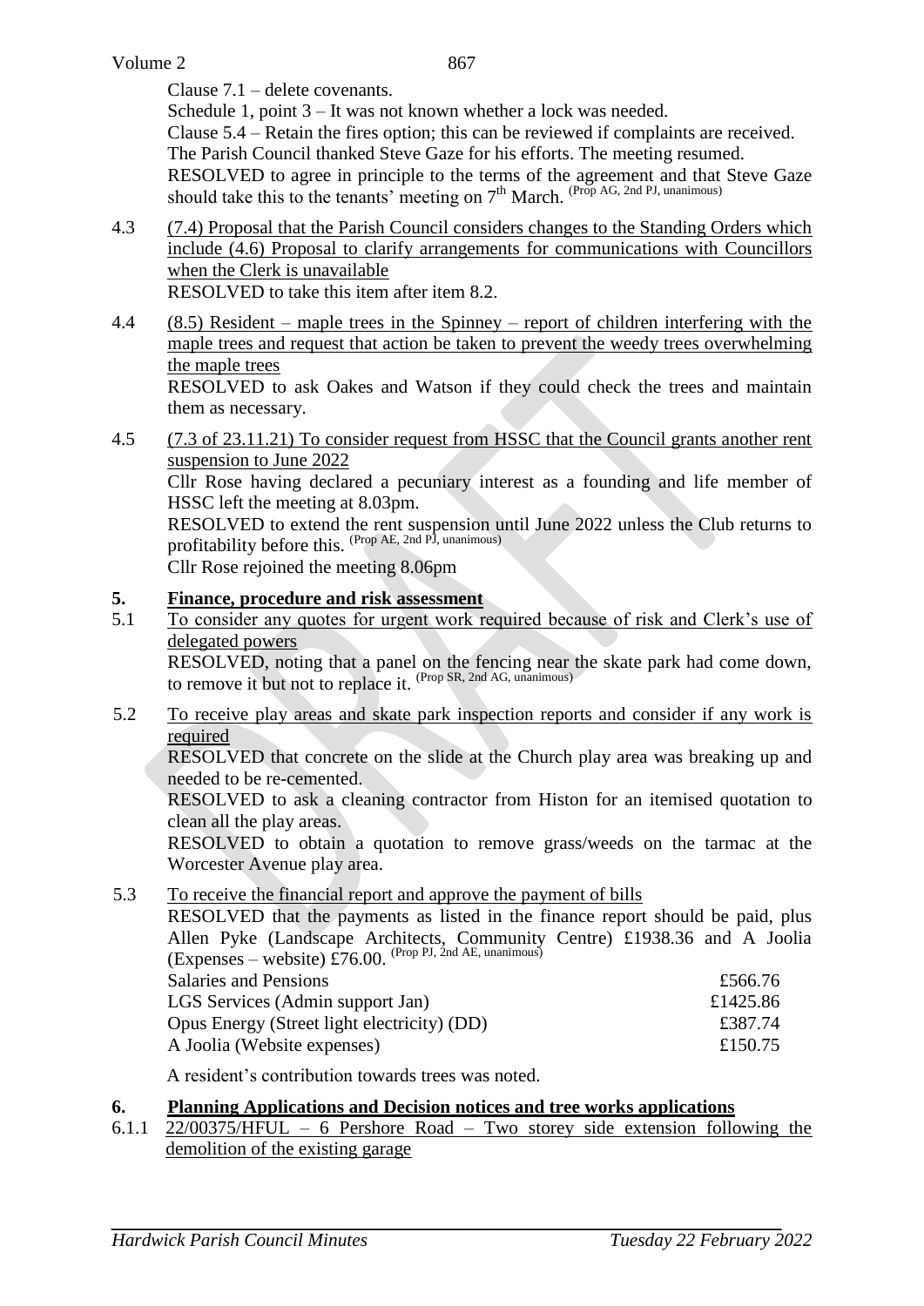Clause 7.1 – delete covenants.
Schedule 1, point 3 – It was not known whether a lock was needed.
Clause 5.4 – Retain the fires option; this can be reviewed if complaints are received.
The Parish Council thanked Steve Gaze for his efforts. The meeting resumed.
RESOLVED to agree in principle to the terms of the agreement and that Steve Gaze should take this to the tenants' meeting on 7th March. (Prop AG, 2nd PJ, unanimous)

4.3 (7.4) Proposal that the Parish Council considers changes to the Standing Orders which include (4.6) Proposal to clarify arrangements for communications with Councillors when the Clerk is unavailable
RESOLVED to take this item after item 8.2.

4.4 (8.5) Resident – maple trees in the Spinney – report of children interfering with the maple trees and request that action be taken to prevent the weedy trees overwhelming the maple trees
RESOLVED to ask Oakes and Watson if they could check the trees and maintain them as necessary.

4.5 (7.3 of 23.11.21) To consider request from HSSC that the Council grants another rent suspension to June 2022
Cllr Rose having declared a pecuniary interest as a founding and life member of HSSC left the meeting at 8.03pm.
RESOLVED to extend the rent suspension until June 2022 unless the Club returns to profitability before this. (Prop AE, 2nd PJ, unanimous)
Cllr Rose rejoined the meeting 8.06pm

## 5. Finance, procedure and risk assessment

5.1 To consider any quotes for urgent work required because of risk and Clerk's use of delegated powers
RESOLVED, noting that a panel on the fencing near the skate park had come down, to remove it but not to replace it. (Prop SR, 2nd AG, unanimous)

5.2 To receive play areas and skate park inspection reports and consider if any work is required
RESOLVED that concrete on the slide at the Church play area was breaking up and needed to be re-cemented.
RESOLVED to ask a cleaning contractor from Histon for an itemised quotation to clean all the play areas.
RESOLVED to obtain a quotation to remove grass/weeds on the tarmac at the Worcester Avenue play area.

5.3 To receive the financial report and approve the payment of bills
RESOLVED that the payments as listed in the finance report should be paid, plus Allen Pyke (Landscape Architects, Community Centre) £1938.36 and A Joolia (Expenses – website) £76.00. (Prop PJ, 2nd AE, unanimous)

| | |
|---|---|
| Salaries and Pensions | £566.76 |
| LGS Services (Admin support Jan) | £1425.86 |
| Opus Energy (Street light electricity) (DD) | £387.74 |
| A Joolia (Website expenses) | £150.75 |

A resident's contribution towards trees was noted.

## 6. Planning Applications and Decision notices and tree works applications

6.1.1 22/00375/HFUL – 6 Pershore Road – Two storey side extension following the demolition of the existing garage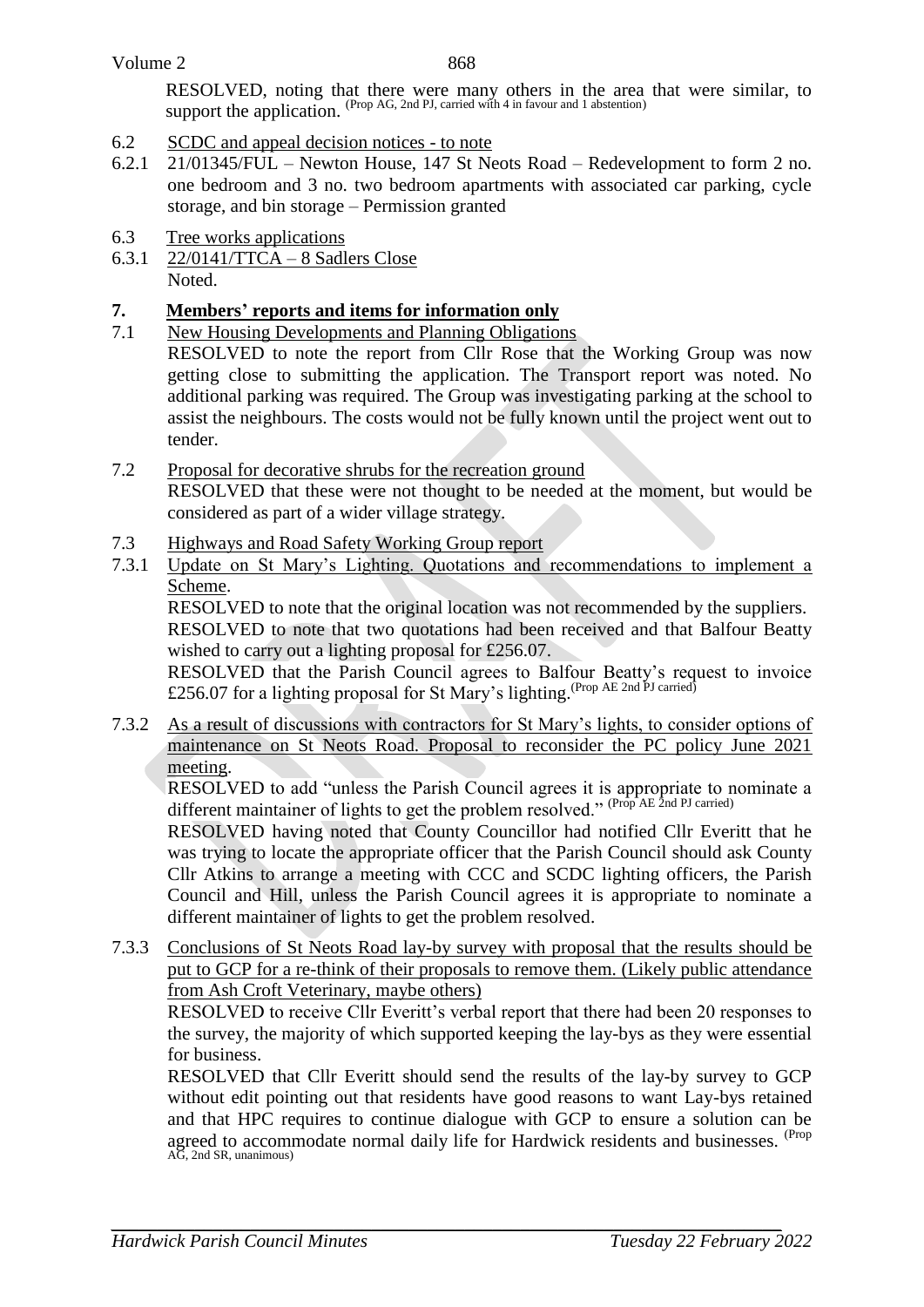RESOLVED, noting that there were many others in the area that were similar, to support the application. (Prop AG, 2nd PJ, carried with 4 in favour and 1 abstention)

6.2 SCDC and appeal decision notices - to note

6.2.1 21/01345/FUL – Newton House, 147 St Neots Road – Redevelopment to form 2 no. one bedroom and 3 no. two bedroom apartments with associated car parking, cycle storage, and bin storage – Permission granted

6.3 Tree works applications

6.3.1 22/0141/TTCA – 8 Sadlers Close
Noted.

## 7. Members' reports and items for information only

7.1 New Housing Developments and Planning Obligations
RESOLVED to note the report from Cllr Rose that the Working Group was now getting close to submitting the application. The Transport report was noted. No additional parking was required. The Group was investigating parking at the school to assist the neighbours. The costs would not be fully known until the project went out to tender.

7.2 Proposal for decorative shrubs for the recreation ground
RESOLVED that these were not thought to be needed at the moment, but would be considered as part of a wider village strategy.

7.3 Highways and Road Safety Working Group report

7.3.1 Update on St Mary's Lighting. Quotations and recommendations to implement a Scheme.
RESOLVED to note that the original location was not recommended by the suppliers.
RESOLVED to note that two quotations had been received and that Balfour Beatty wished to carry out a lighting proposal for £256.07.
RESOLVED that the Parish Council agrees to Balfour Beatty's request to invoice £256.07 for a lighting proposal for St Mary's lighting. (Prop AE 2nd PJ carried)

7.3.2 As a result of discussions with contractors for St Mary's lights, to consider options of maintenance on St Neots Road. Proposal to reconsider the PC policy June 2021 meeting.
RESOLVED to add "unless the Parish Council agrees it is appropriate to nominate a different maintainer of lights to get the problem resolved." (Prop AE 2nd PJ carried)
RESOLVED having noted that County Councillor had notified Cllr Everitt that he was trying to locate the appropriate officer that the Parish Council should ask County Cllr Atkins to arrange a meeting with CCC and SCDC lighting officers, the Parish Council and Hill, unless the Parish Council agrees it is appropriate to nominate a different maintainer of lights to get the problem resolved.

7.3.3 Conclusions of St Neots Road lay-by survey with proposal that the results should be put to GCP for a re-think of their proposals to remove them. (Likely public attendance from Ash Croft Veterinary, maybe others)
RESOLVED to receive Cllr Everitt's verbal report that there had been 20 responses to the survey, the majority of which supported keeping the lay-bys as they were essential for business.
RESOLVED that Cllr Everitt should send the results of the lay-by survey to GCP without edit pointing out that residents have good reasons to want Lay-bys retained and that HPC requires to continue dialogue with GCP to ensure a solution can be agreed to accommodate normal daily life for Hardwick residents and businesses. (Prop AG, 2nd SR, unanimous)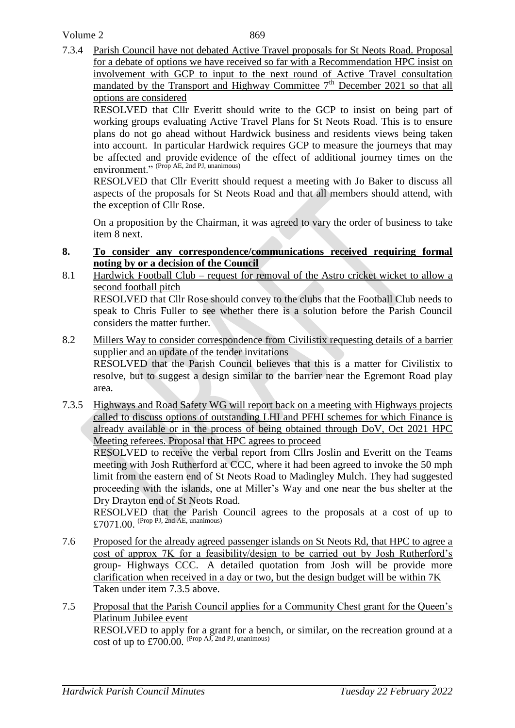7.3.4 Parish Council have not debated Active Travel proposals for St Neots Road. Proposal for a debate of options we have received so far with a Recommendation HPC insist on involvement with GCP to input to the next round of Active Travel consultation mandated by the Transport and Highway Committee 7th December 2021 so that all options are considered

RESOLVED that Cllr Everitt should write to the GCP to insist on being part of working groups evaluating Active Travel Plans for St Neots Road. This is to ensure plans do not go ahead without Hardwick business and residents views being taken into account. In particular Hardwick requires GCP to measure the journeys that may be affected and provide evidence of the effect of additional journey times on the environment." (Prop AE, 2nd PJ, unanimous)

RESOLVED that Cllr Everitt should request a meeting with Jo Baker to discuss all aspects of the proposals for St Neots Road and that all members should attend, with the exception of Cllr Rose.

On a proposition by the Chairman, it was agreed to vary the order of business to take item 8 next.

## 8. To consider any correspondence/communications received requiring formal noting by or a decision of the Council

8.1 Hardwick Football Club – request for removal of the Astro cricket wicket to allow a second football pitch

RESOLVED that Cllr Rose should convey to the clubs that the Football Club needs to speak to Chris Fuller to see whether there is a solution before the Parish Council considers the matter further.

8.2 Millers Way to consider correspondence from Civilistix requesting details of a barrier supplier and an update of the tender invitations

RESOLVED that the Parish Council believes that this is a matter for Civilistix to resolve, but to suggest a design similar to the barrier near the Egremont Road play area.

7.3.5 Highways and Road Safety WG will report back on a meeting with Highways projects called to discuss options of outstanding LHI and PFHI schemes for which Finance is already available or in the process of being obtained through DoV, Oct 2021 HPC Meeting referees. Proposal that HPC agrees to proceed

RESOLVED to receive the verbal report from Cllrs Joslin and Everitt on the Teams meeting with Josh Rutherford at CCC, where it had been agreed to invoke the 50 mph limit from the eastern end of St Neots Road to Madingley Mulch. They had suggested proceeding with the islands, one at Miller's Way and one near the bus shelter at the Dry Drayton end of St Neots Road.

RESOLVED that the Parish Council agrees to the proposals at a cost of up to £7071.00. (Prop PJ, 2nd AE, unanimous)

7.6 Proposed for the already agreed passenger islands on St Neots Rd, that HPC to agree a cost of approx 7K for a feasibility/design to be carried out by Josh Rutherford's group- Highways CCC. A detailed quotation from Josh will be provide more clarification when received in a day or two, but the design budget will be within 7K

Taken under item 7.3.5 above.

7.5 Proposal that the Parish Council applies for a Community Chest grant for the Queen's Platinum Jubilee event

RESOLVED to apply for a grant for a bench, or similar, on the recreation ground at a cost of up to £700.00. (Prop AJ, 2nd PJ, unanimous)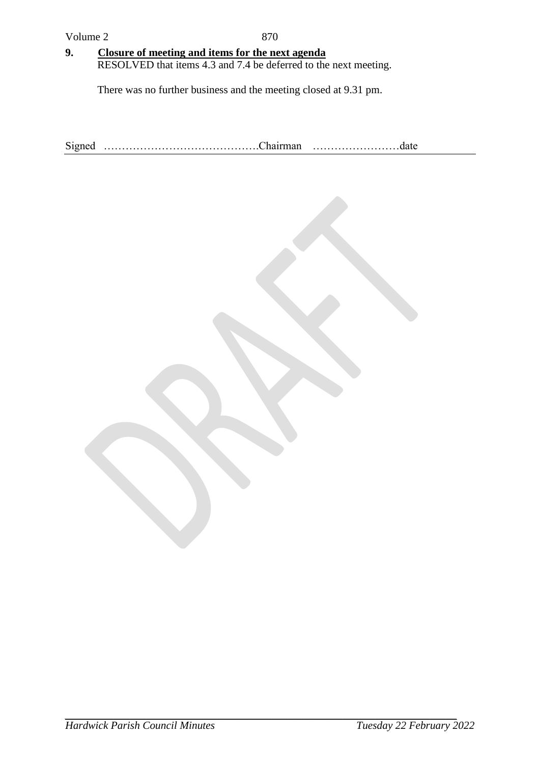## 9. Closure of meeting and items for the next agenda

RESOLVED that items 4.3 and 7.4 be deferred to the next meeting.

There was no further business and the meeting closed at 9.31 pm.

Signed ……………………………………Chairman ……………………date